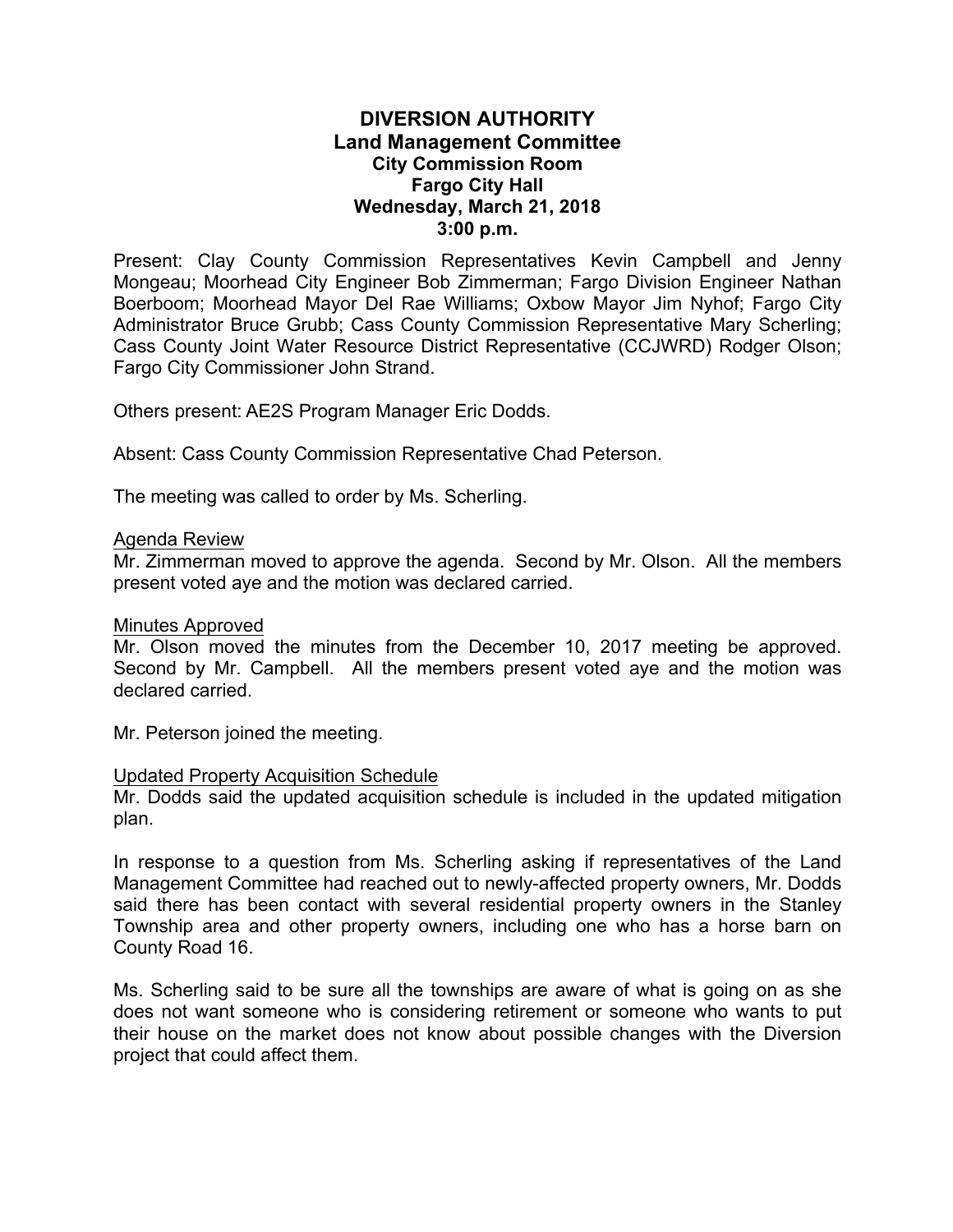# DIVERSION AUTHORITY
## Land Management Committee
### City Commission Room
### Fargo City Hall
### Wednesday, March 21, 2018
### 3:00 p.m.

Present: Clay County Commission Representatives Kevin Campbell and Jenny Mongeau; Moorhead City Engineer Bob Zimmerman; Fargo Division Engineer Nathan Boerboom; Moorhead Mayor Del Rae Williams; Oxbow Mayor Jim Nyhof; Fargo City Administrator Bruce Grubb; Cass County Commission Representative Mary Scherling; Cass County Joint Water Resource District Representative (CCJWRD) Rodger Olson; Fargo City Commissioner John Strand.

Others present: AE2S Program Manager Eric Dodds.

Absent: Cass County Commission Representative Chad Peterson.

The meeting was called to order by Ms. Scherling.

<u>Agenda Review</u>
Mr. Zimmerman moved to approve the agenda. Second by Mr. Olson. All the members present voted aye and the motion was declared carried.

<u>Minutes Approved</u>
Mr. Olson moved the minutes from the December 10, 2017 meeting be approved. Second by Mr. Campbell. All the members present voted aye and the motion was declared carried.

Mr. Peterson joined the meeting.

<u>Updated Property Acquisition Schedule</u>
Mr. Dodds said the updated acquisition schedule is included in the updated mitigation plan.

In response to a question from Ms. Scherling asking if representatives of the Land Management Committee had reached out to newly-affected property owners, Mr. Dodds said there has been contact with several residential property owners in the Stanley Township area and other property owners, including one who has a horse barn on County Road 16.

Ms. Scherling said to be sure all the townships are aware of what is going on as she does not want someone who is considering retirement or someone who wants to put their house on the market does not know about possible changes with the Diversion project that could affect them.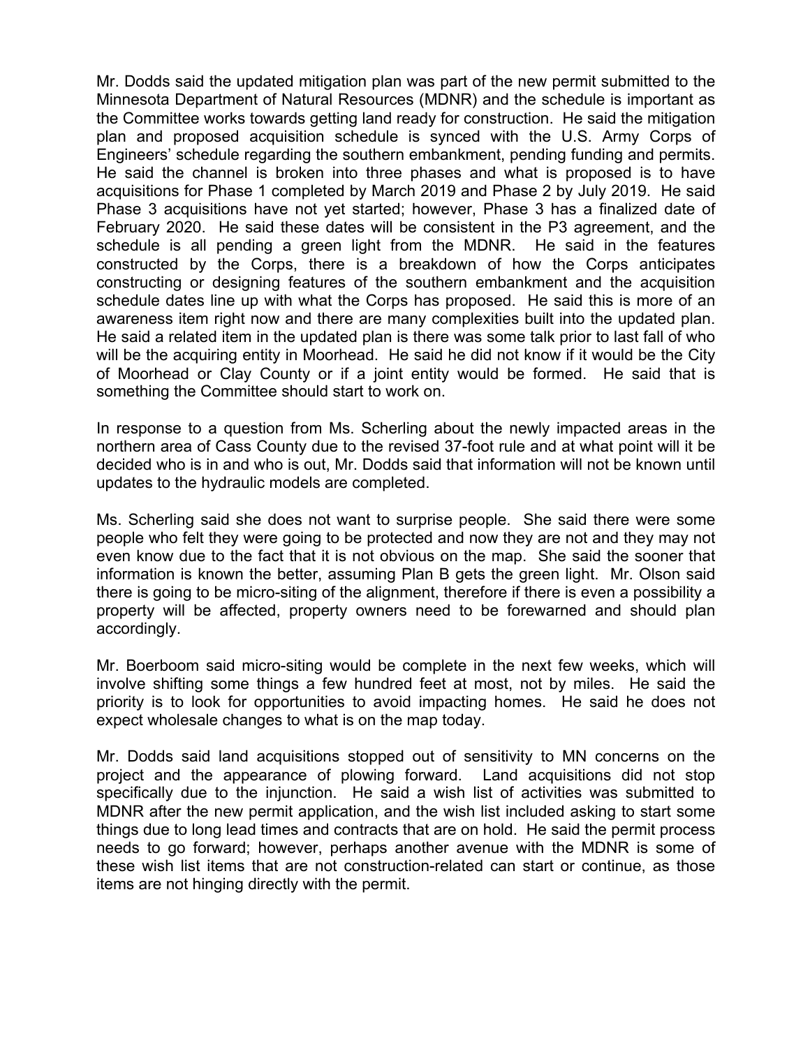Mr. Dodds said the updated mitigation plan was part of the new permit submitted to the Minnesota Department of Natural Resources (MDNR) and the schedule is important as the Committee works towards getting land ready for construction. He said the mitigation plan and proposed acquisition schedule is synced with the U.S. Army Corps of Engineers' schedule regarding the southern embankment, pending funding and permits. He said the channel is broken into three phases and what is proposed is to have acquisitions for Phase 1 completed by March 2019 and Phase 2 by July 2019. He said Phase 3 acquisitions have not yet started; however, Phase 3 has a finalized date of February 2020. He said these dates will be consistent in the P3 agreement, and the schedule is all pending a green light from the MDNR. He said in the features constructed by the Corps, there is a breakdown of how the Corps anticipates constructing or designing features of the southern embankment and the acquisition schedule dates line up with what the Corps has proposed. He said this is more of an awareness item right now and there are many complexities built into the updated plan. He said a related item in the updated plan is there was some talk prior to last fall of who will be the acquiring entity in Moorhead. He said he did not know if it would be the City of Moorhead or Clay County or if a joint entity would be formed. He said that is something the Committee should start to work on.

In response to a question from Ms. Scherling about the newly impacted areas in the northern area of Cass County due to the revised 37-foot rule and at what point will it be decided who is in and who is out, Mr. Dodds said that information will not be known until updates to the hydraulic models are completed.

Ms. Scherling said she does not want to surprise people. She said there were some people who felt they were going to be protected and now they are not and they may not even know due to the fact that it is not obvious on the map. She said the sooner that information is known the better, assuming Plan B gets the green light. Mr. Olson said there is going to be micro-siting of the alignment, therefore if there is even a possibility a property will be affected, property owners need to be forewarned and should plan accordingly.

Mr. Boerboom said micro-siting would be complete in the next few weeks, which will involve shifting some things a few hundred feet at most, not by miles. He said the priority is to look for opportunities to avoid impacting homes. He said he does not expect wholesale changes to what is on the map today.

Mr. Dodds said land acquisitions stopped out of sensitivity to MN concerns on the project and the appearance of plowing forward. Land acquisitions did not stop specifically due to the injunction. He said a wish list of activities was submitted to MDNR after the new permit application, and the wish list included asking to start some things due to long lead times and contracts that are on hold. He said the permit process needs to go forward; however, perhaps another avenue with the MDNR is some of these wish list items that are not construction-related can start or continue, as those items are not hinging directly with the permit.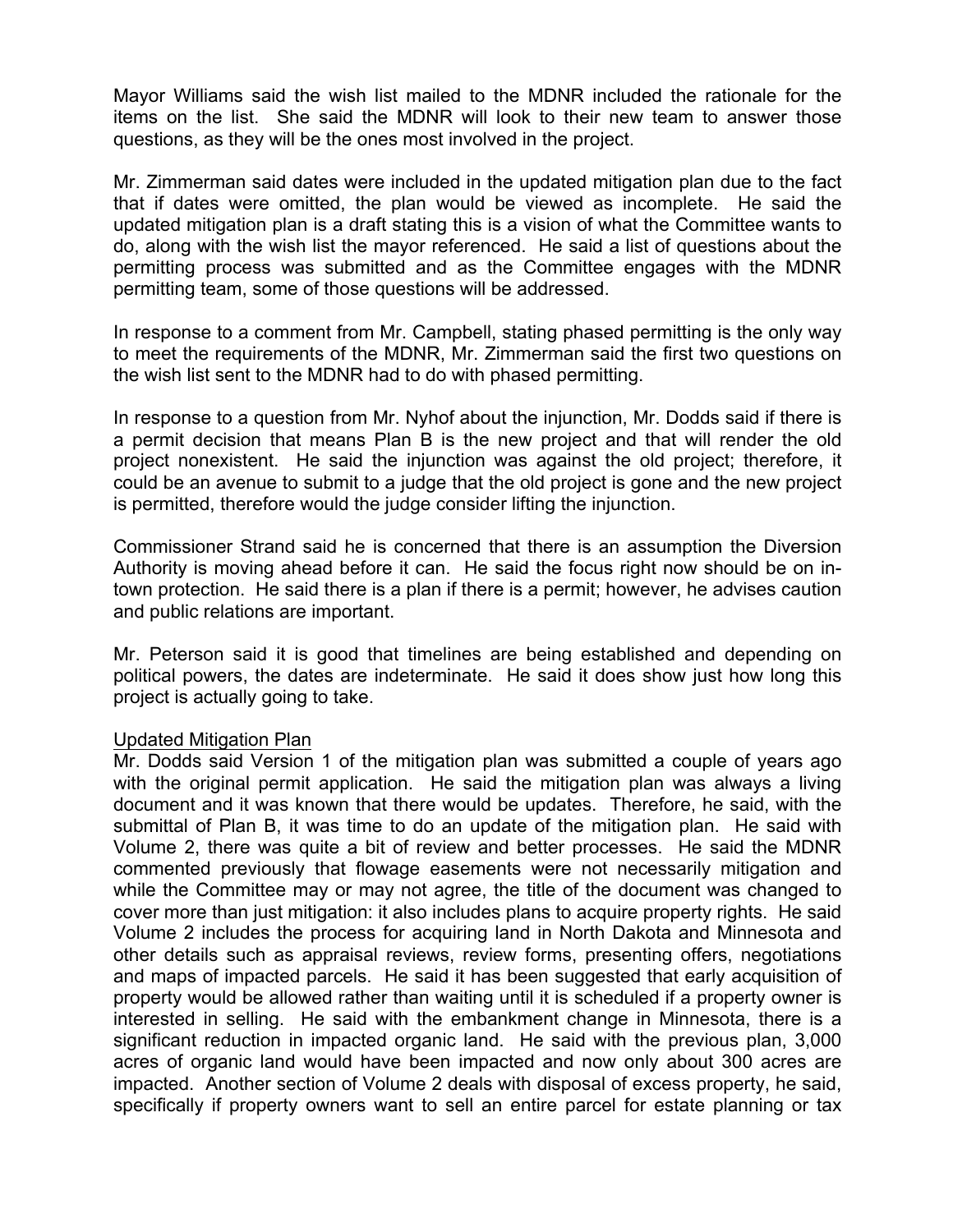Mayor Williams said the wish list mailed to the MDNR included the rationale for the items on the list. She said the MDNR will look to their new team to answer those questions, as they will be the ones most involved in the project.

Mr. Zimmerman said dates were included in the updated mitigation plan due to the fact that if dates were omitted, the plan would be viewed as incomplete. He said the updated mitigation plan is a draft stating this is a vision of what the Committee wants to do, along with the wish list the mayor referenced. He said a list of questions about the permitting process was submitted and as the Committee engages with the MDNR permitting team, some of those questions will be addressed.

In response to a comment from Mr. Campbell, stating phased permitting is the only way to meet the requirements of the MDNR, Mr. Zimmerman said the first two questions on the wish list sent to the MDNR had to do with phased permitting.

In response to a question from Mr. Nyhof about the injunction, Mr. Dodds said if there is a permit decision that means Plan B is the new project and that will render the old project nonexistent. He said the injunction was against the old project; therefore, it could be an avenue to submit to a judge that the old project is gone and the new project is permitted, therefore would the judge consider lifting the injunction.

Commissioner Strand said he is concerned that there is an assumption the Diversion Authority is moving ahead before it can. He said the focus right now should be on in-town protection. He said there is a plan if there is a permit; however, he advises caution and public relations are important.

Mr. Peterson said it is good that timelines are being established and depending on political powers, the dates are indeterminate. He said it does show just how long this project is actually going to take.

Updated Mitigation Plan

Mr. Dodds said Version 1 of the mitigation plan was submitted a couple of years ago with the original permit application. He said the mitigation plan was always a living document and it was known that there would be updates. Therefore, he said, with the submittal of Plan B, it was time to do an update of the mitigation plan. He said with Volume 2, there was quite a bit of review and better processes. He said the MDNR commented previously that flowage easements were not necessarily mitigation and while the Committee may or may not agree, the title of the document was changed to cover more than just mitigation: it also includes plans to acquire property rights. He said Volume 2 includes the process for acquiring land in North Dakota and Minnesota and other details such as appraisal reviews, review forms, presenting offers, negotiations and maps of impacted parcels. He said it has been suggested that early acquisition of property would be allowed rather than waiting until it is scheduled if a property owner is interested in selling. He said with the embankment change in Minnesota, there is a significant reduction in impacted organic land. He said with the previous plan, 3,000 acres of organic land would have been impacted and now only about 300 acres are impacted. Another section of Volume 2 deals with disposal of excess property, he said, specifically if property owners want to sell an entire parcel for estate planning or tax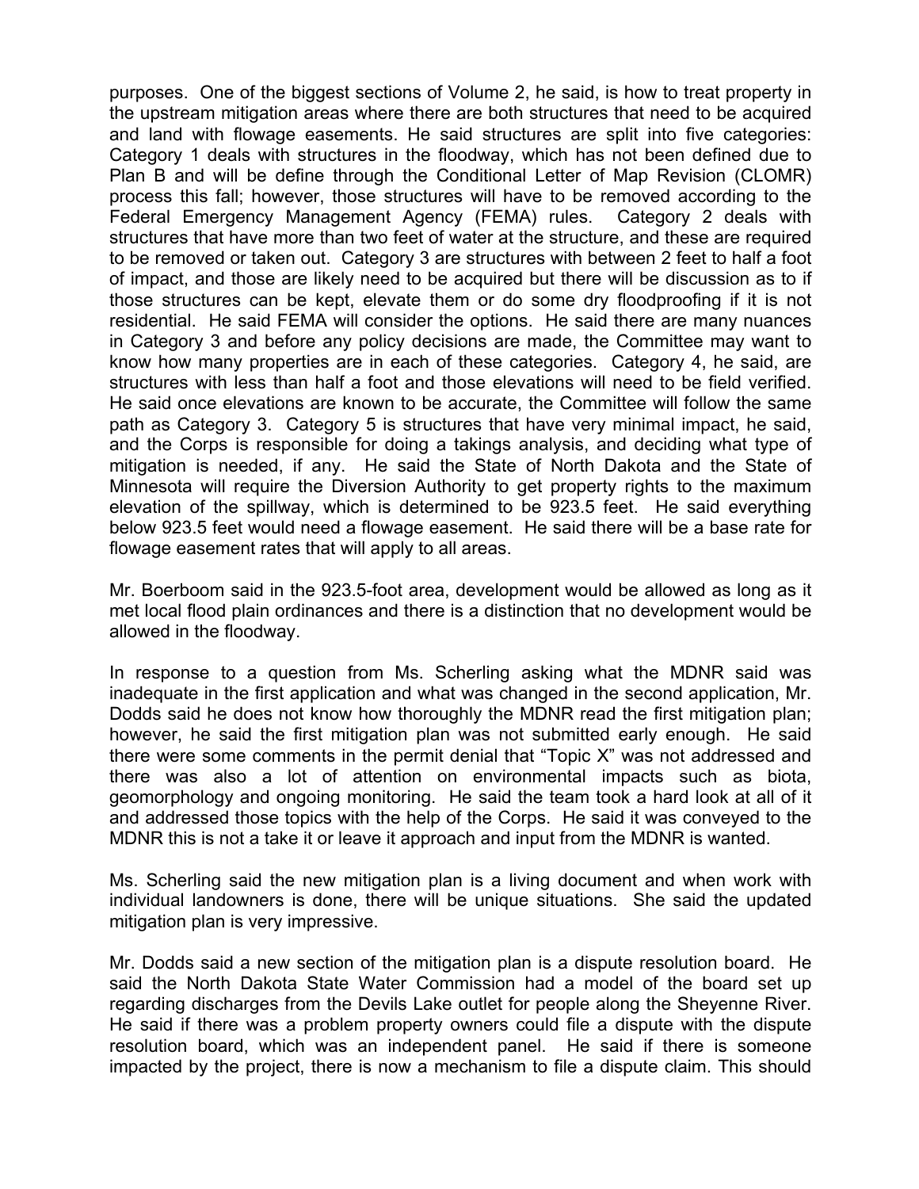purposes. One of the biggest sections of Volume 2, he said, is how to treat property in the upstream mitigation areas where there are both structures that need to be acquired and land with flowage easements. He said structures are split into five categories: Category 1 deals with structures in the floodway, which has not been defined due to Plan B and will be define through the Conditional Letter of Map Revision (CLOMR) process this fall; however, those structures will have to be removed according to the Federal Emergency Management Agency (FEMA) rules. Category 2 deals with structures that have more than two feet of water at the structure, and these are required to be removed or taken out. Category 3 are structures with between 2 feet to half a foot of impact, and those are likely need to be acquired but there will be discussion as to if those structures can be kept, elevate them or do some dry floodproofing if it is not residential. He said FEMA will consider the options. He said there are many nuances in Category 3 and before any policy decisions are made, the Committee may want to know how many properties are in each of these categories. Category 4, he said, are structures with less than half a foot and those elevations will need to be field verified. He said once elevations are known to be accurate, the Committee will follow the same path as Category 3. Category 5 is structures that have very minimal impact, he said, and the Corps is responsible for doing a takings analysis, and deciding what type of mitigation is needed, if any. He said the State of North Dakota and the State of Minnesota will require the Diversion Authority to get property rights to the maximum elevation of the spillway, which is determined to be 923.5 feet. He said everything below 923.5 feet would need a flowage easement. He said there will be a base rate for flowage easement rates that will apply to all areas.

Mr. Boerboom said in the 923.5-foot area, development would be allowed as long as it met local flood plain ordinances and there is a distinction that no development would be allowed in the floodway.

In response to a question from Ms. Scherling asking what the MDNR said was inadequate in the first application and what was changed in the second application, Mr. Dodds said he does not know how thoroughly the MDNR read the first mitigation plan; however, he said the first mitigation plan was not submitted early enough. He said there were some comments in the permit denial that "Topic X" was not addressed and there was also a lot of attention on environmental impacts such as biota, geomorphology and ongoing monitoring. He said the team took a hard look at all of it and addressed those topics with the help of the Corps. He said it was conveyed to the MDNR this is not a take it or leave it approach and input from the MDNR is wanted.

Ms. Scherling said the new mitigation plan is a living document and when work with individual landowners is done, there will be unique situations. She said the updated mitigation plan is very impressive.

Mr. Dodds said a new section of the mitigation plan is a dispute resolution board. He said the North Dakota State Water Commission had a model of the board set up regarding discharges from the Devils Lake outlet for people along the Sheyenne River. He said if there was a problem property owners could file a dispute with the dispute resolution board, which was an independent panel. He said if there is someone impacted by the project, there is now a mechanism to file a dispute claim. This should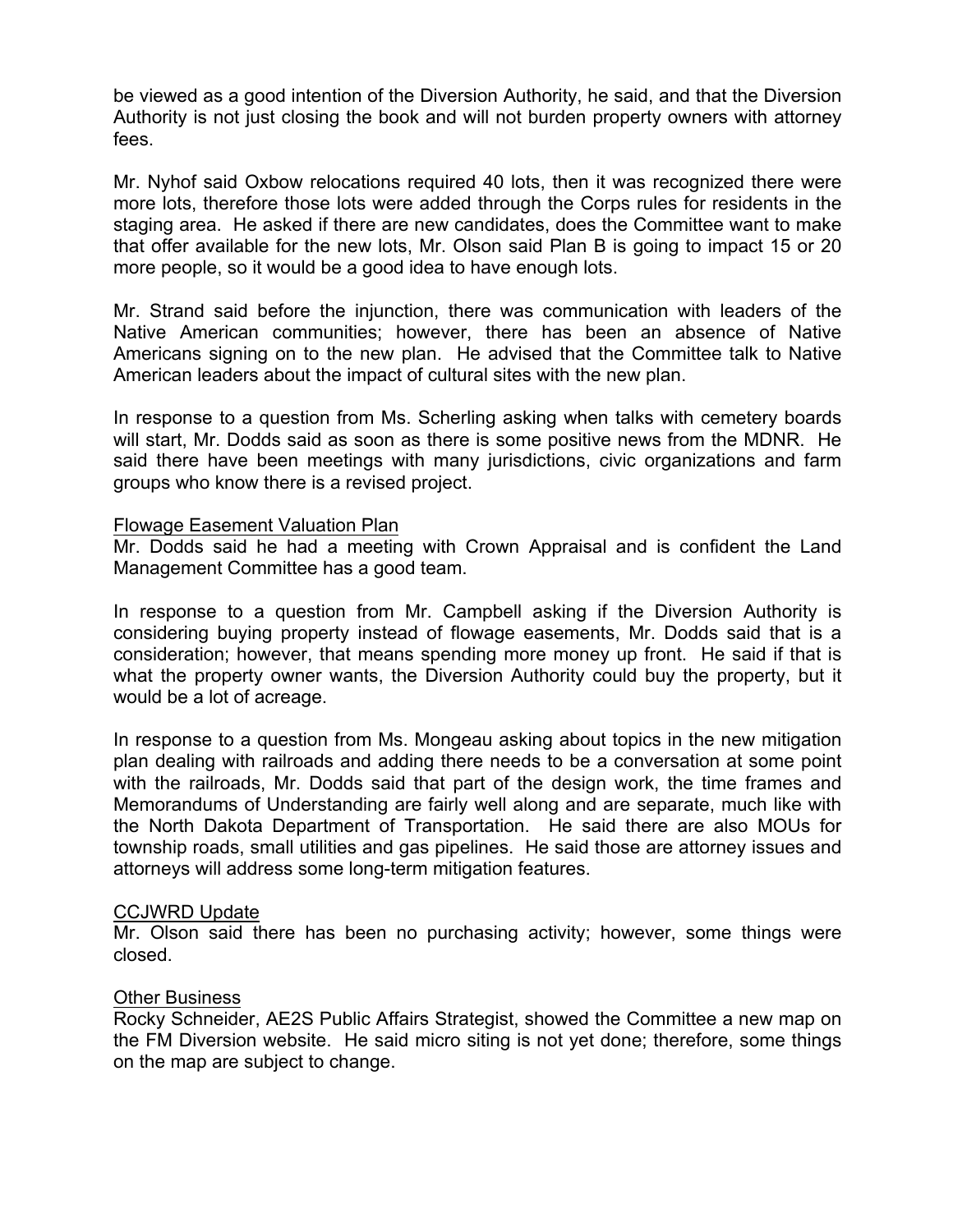be viewed as a good intention of the Diversion Authority, he said, and that the Diversion Authority is not just closing the book and will not burden property owners with attorney fees.

Mr. Nyhof said Oxbow relocations required 40 lots, then it was recognized there were more lots, therefore those lots were added through the Corps rules for residents in the staging area. He asked if there are new candidates, does the Committee want to make that offer available for the new lots, Mr. Olson said Plan B is going to impact 15 or 20 more people, so it would be a good idea to have enough lots.

Mr. Strand said before the injunction, there was communication with leaders of the Native American communities; however, there has been an absence of Native Americans signing on to the new plan. He advised that the Committee talk to Native American leaders about the impact of cultural sites with the new plan.

In response to a question from Ms. Scherling asking when talks with cemetery boards will start, Mr. Dodds said as soon as there is some positive news from the MDNR. He said there have been meetings with many jurisdictions, civic organizations and farm groups who know there is a revised project.

<u>Flowage Easement Valuation Plan</u>

Mr. Dodds said he had a meeting with Crown Appraisal and is confident the Land Management Committee has a good team.

In response to a question from Mr. Campbell asking if the Diversion Authority is considering buying property instead of flowage easements, Mr. Dodds said that is a consideration; however, that means spending more money up front. He said if that is what the property owner wants, the Diversion Authority could buy the property, but it would be a lot of acreage.

In response to a question from Ms. Mongeau asking about topics in the new mitigation plan dealing with railroads and adding there needs to be a conversation at some point with the railroads, Mr. Dodds said that part of the design work, the time frames and Memorandums of Understanding are fairly well along and are separate, much like with the North Dakota Department of Transportation. He said there are also MOUs for township roads, small utilities and gas pipelines. He said those are attorney issues and attorneys will address some long-term mitigation features.

<u>CCJWRD Update</u>

Mr. Olson said there has been no purchasing activity; however, some things were closed.

<u>Other Business</u>

Rocky Schneider, AE2S Public Affairs Strategist, showed the Committee a new map on the FM Diversion website. He said micro siting is not yet done; therefore, some things on the map are subject to change.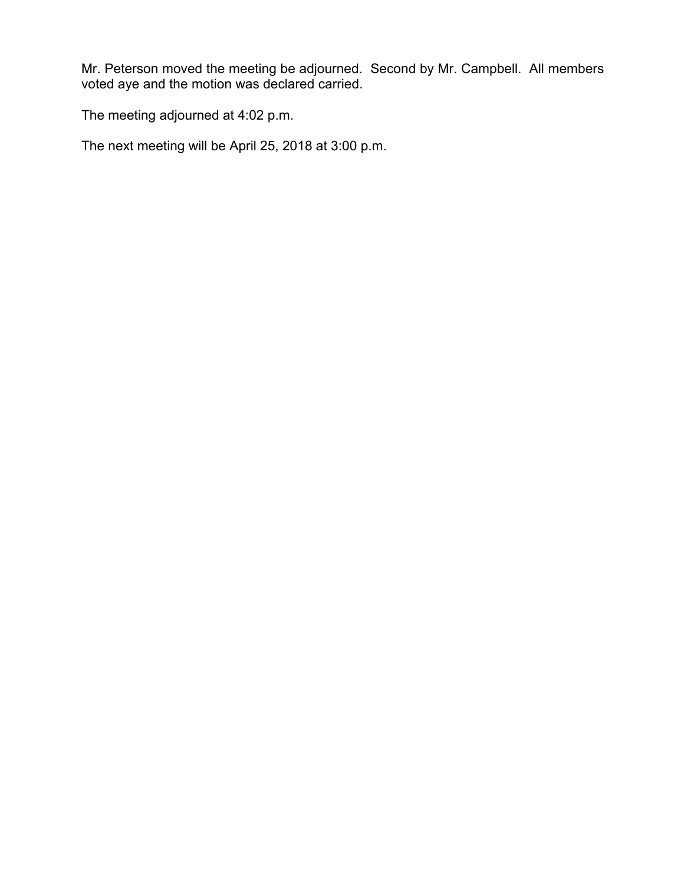Mr. Peterson moved the meeting be adjourned. Second by Mr. Campbell. All members voted aye and the motion was declared carried.

The meeting adjourned at 4:02 p.m.

The next meeting will be April 25, 2018 at 3:00 p.m.